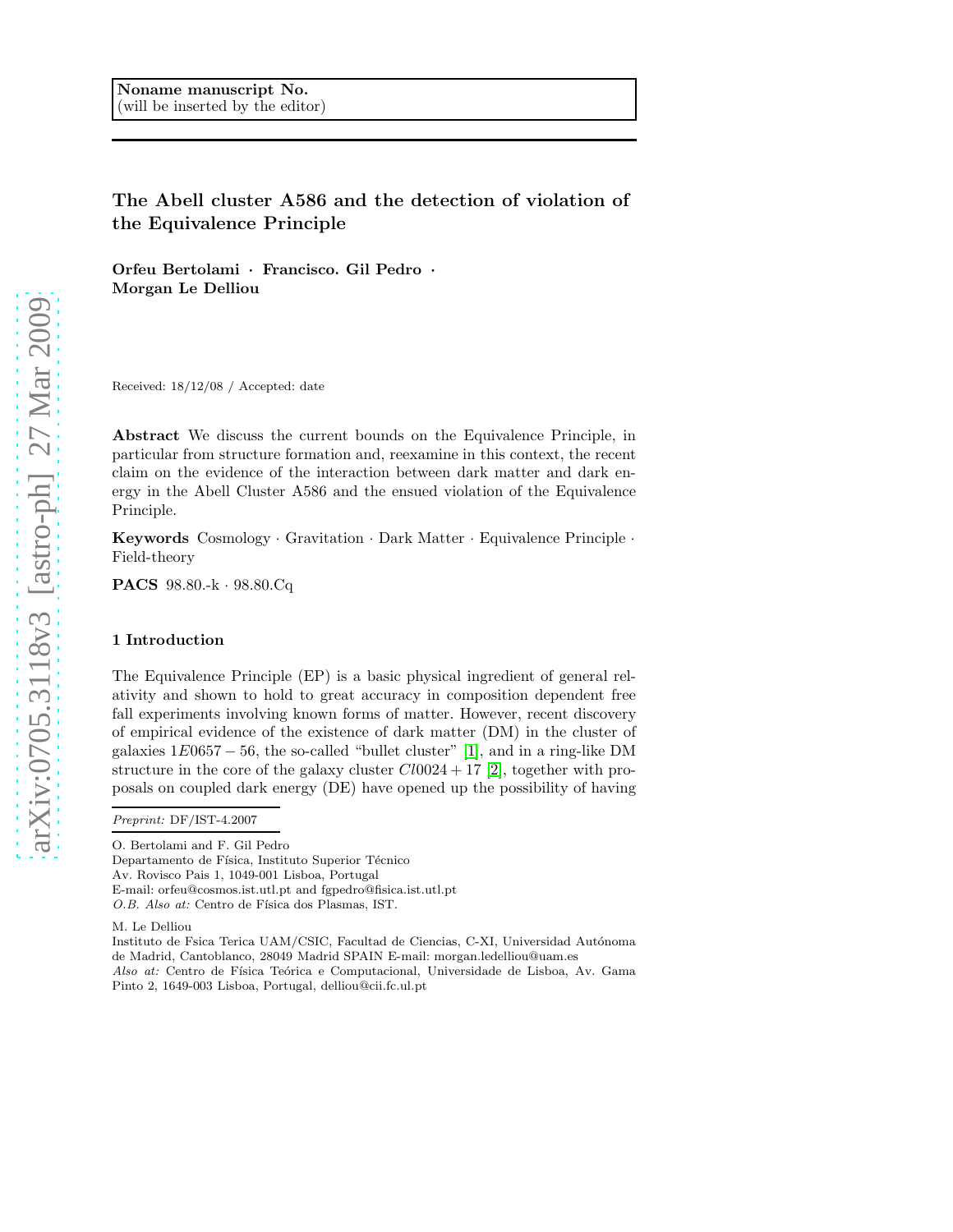**Noname manuscript No.**
(will be inserted by the editor)

# The Abell cluster A586 and the detection of violation of the Equivalence Principle

**Orfeu Bertolami · Francisco. Gil Pedro · Morgan Le Delliou**

Received: 18/12/08 / Accepted: date

**Abstract** We discuss the current bounds on the Equivalence Principle, in particular from structure formation and, reexamine in this context, the recent claim on the evidence of the interaction between dark matter and dark energy in the Abell Cluster A586 and the ensued violation of the Equivalence Principle.

**Keywords** Cosmology · Gravitation · Dark Matter · Equivalence Principle · Field-theory

**PACS** 98.80.-k · 98.80.Cq

## 1 Introduction

The Equivalence Principle (EP) is a basic physical ingredient of general relativity and shown to hold to great accuracy in composition dependent free fall experiments involving known forms of matter. However, recent discovery of empirical evidence of the existence of dark matter (DM) in the cluster of galaxies $1E0657-56$, the so-called "bullet cluster" [1], and in a ring-like DM structure in the core of the galaxy cluster $Cl0024+17$ [2], together with proposals on coupled dark energy (DE) have opened up the possibility of having

*Preprint:* DF/IST-4.2007

O. Bertolami and F. Gil Pedro
Departamento de Física, Instituto Superior Técnico
Av. Rovisco Pais 1, 1049-001 Lisboa, Portugal
E-mail: orfeu@cosmos.ist.utl.pt and fgpedro@fisica.ist.utl.pt
*O.B. Also at:* Centro de Física dos Plasmas, IST.

M. Le Delliou
Instituto de Fsica Terica UAM/CSIC, Facultad de Ciencias, C-XI, Universidad Autónoma de Madrid, Cantoblanco, 28049 Madrid SPAIN E-mail: morgan.ledelliou@uam.es
*Also at:* Centro de Física Teórica e Computacional, Universidade de Lisboa, Av. Gama Pinto 2, 1649-003 Lisboa, Portugal, delliou@cii.fc.ul.pt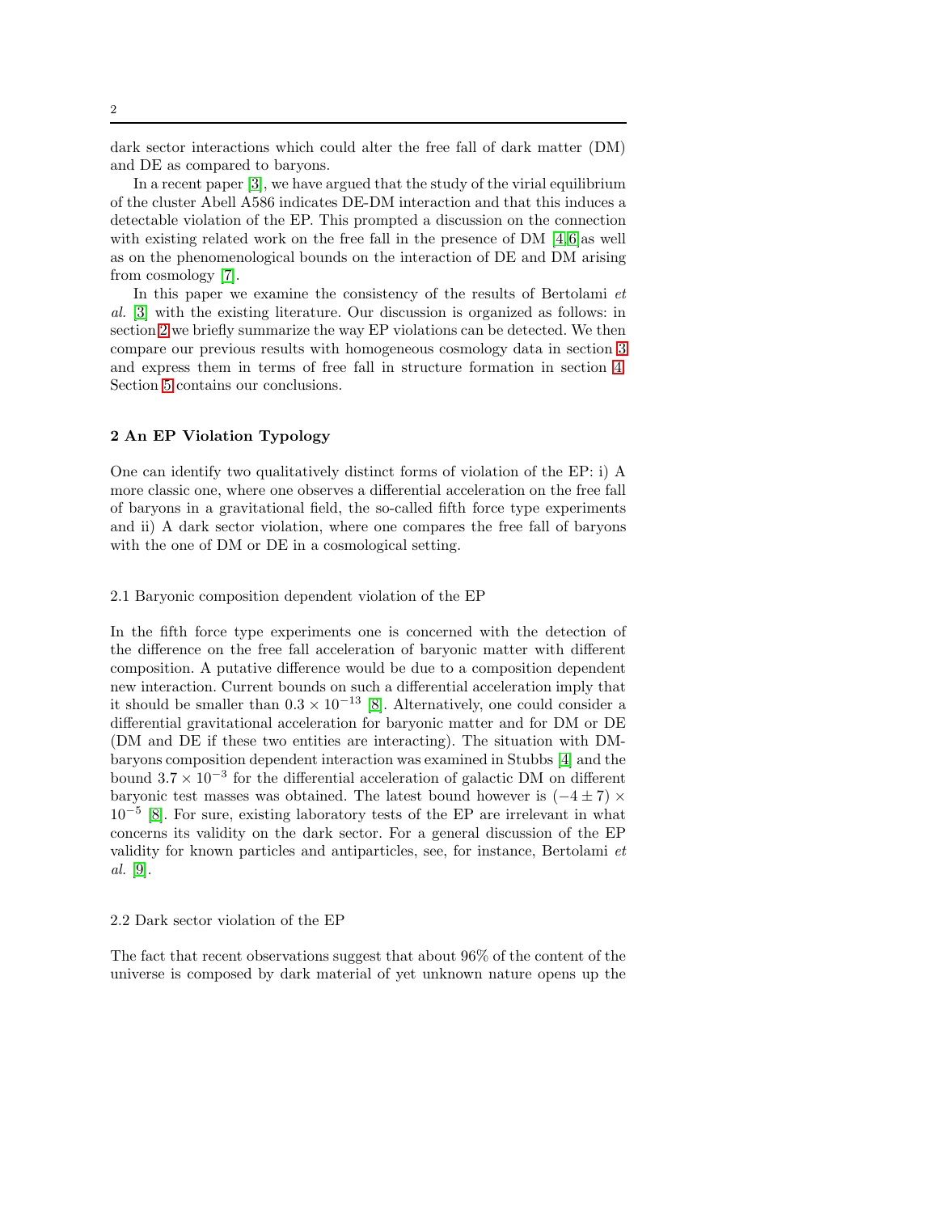dark sector interactions which could alter the free fall of dark matter (DM) and DE as compared to baryons.

In a recent paper [3], we have argued that the study of the virial equilibrium of the cluster Abell A586 indicates DE-DM interaction and that this induces a detectable violation of the EP. This prompted a discussion on the connection with existing related work on the free fall in the presence of DM [4,6] as well as on the phenomenological bounds on the interaction of DE and DM arising from cosmology [7].

In this paper we examine the consistency of the results of Bertolami *et al.* [3] with the existing literature. Our discussion is organized as follows: in section 2 we briefly summarize the way EP violations can be detected. We then compare our previous results with homogeneous cosmology data in section 3 and express them in terms of free fall in structure formation in section 4. Section 5 contains our conclusions.

## 2 An EP Violation Typology

One can identify two qualitatively distinct forms of violation of the EP: i) A more classic one, where one observes a differential acceleration on the free fall of baryons in a gravitational field, the so-called fifth force type experiments and ii) A dark sector violation, where one compares the free fall of baryons with the one of DM or DE in a cosmological setting.

### 2.1 Baryonic composition dependent violation of the EP

In the fifth force type experiments one is concerned with the detection of the difference on the free fall acceleration of baryonic matter with different composition. A putative difference would be due to a composition dependent new interaction. Current bounds on such a differential acceleration imply that it should be smaller than $0.3 \times 10^{-13}$ [8]. Alternatively, one could consider a differential gravitational acceleration for baryonic matter and for DM or DE (DM and DE if these two entities are interacting). The situation with DM-baryons composition dependent interaction was examined in Stubbs [4] and the bound $3.7 \times 10^{-3}$ for the differential acceleration of galactic DM on different baryonic test masses was obtained. The latest bound however is $(-4 \pm 7) \times 10^{-5}$ [8]. For sure, existing laboratory tests of the EP are irrelevant in what concerns its validity on the dark sector. For a general discussion of the EP validity for known particles and antiparticles, see, for instance, Bertolami *et al.* [9].

### 2.2 Dark sector violation of the EP

The fact that recent observations suggest that about 96% of the content of the universe is composed by dark material of yet unknown nature opens up the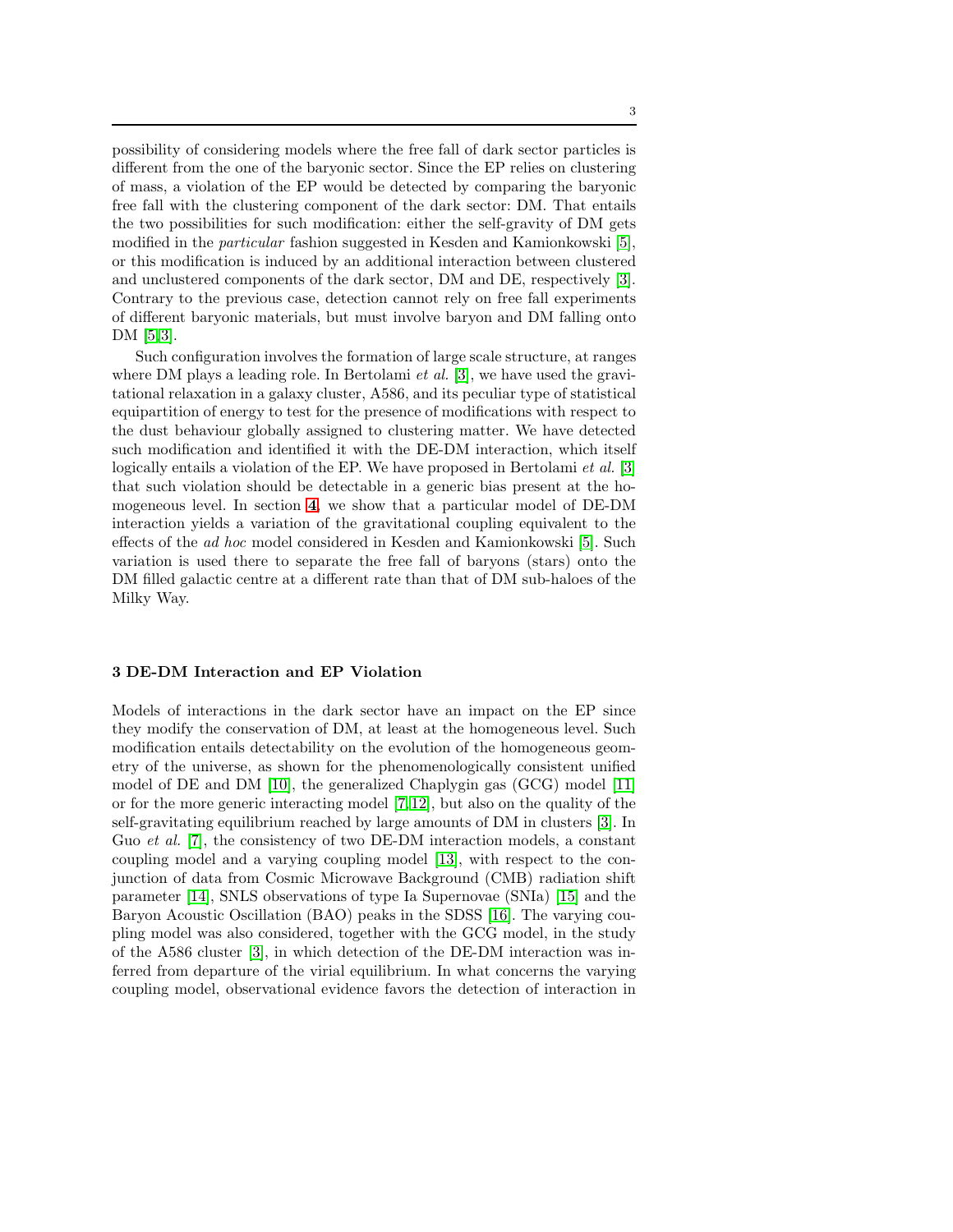possibility of considering models where the free fall of dark sector particles is different from the one of the baryonic sector. Since the EP relies on clustering of mass, a violation of the EP would be detected by comparing the baryonic free fall with the clustering component of the dark sector: DM. That entails the two possibilities for such modification: either the self-gravity of DM gets modified in the *particular* fashion suggested in Kesden and Kamionkowski [5], or this modification is induced by an additional interaction between clustered and unclustered components of the dark sector, DM and DE, respectively [3]. Contrary to the previous case, detection cannot rely on free fall experiments of different baryonic materials, but must involve baryon and DM falling onto DM [5,3].

Such configuration involves the formation of large scale structure, at ranges where DM plays a leading role. In Bertolami *et al.* [3], we have used the gravitational relaxation in a galaxy cluster, A586, and its peculiar type of statistical equipartition of energy to test for the presence of modifications with respect to the dust behaviour globally assigned to clustering matter. We have detected such modification and identified it with the DE-DM interaction, which itself logically entails a violation of the EP. We have proposed in Bertolami *et al.* [3] that such violation should be detectable in a generic bias present at the homogeneous level. In section 4, we show that a particular model of DE-DM interaction yields a variation of the gravitational coupling equivalent to the effects of the *ad hoc* model considered in Kesden and Kamionkowski [5]. Such variation is used there to separate the free fall of baryons (stars) onto the DM filled galactic centre at a different rate than that of DM sub-haloes of the Milky Way.

## 3 DE-DM Interaction and EP Violation

Models of interactions in the dark sector have an impact on the EP since they modify the conservation of DM, at least at the homogeneous level. Such modification entails detectability on the evolution of the homogeneous geometry of the universe, as shown for the phenomenologically consistent unified model of DE and DM [10], the generalized Chaplygin gas (GCG) model [11] or for the more generic interacting model [7,12], but also on the quality of the self-gravitating equilibrium reached by large amounts of DM in clusters [3]. In Guo *et al.* [7], the consistency of two DE-DM interaction models, a constant coupling model and a varying coupling model [13], with respect to the conjunction of data from Cosmic Microwave Background (CMB) radiation shift parameter [14], SNLS observations of type Ia Supernovae (SNIa) [15] and the Baryon Acoustic Oscillation (BAO) peaks in the SDSS [16]. The varying coupling model was also considered, together with the GCG model, in the study of the A586 cluster [3], in which detection of the DE-DM interaction was inferred from departure of the virial equilibrium. In what concerns the varying coupling model, observational evidence favors the detection of interaction in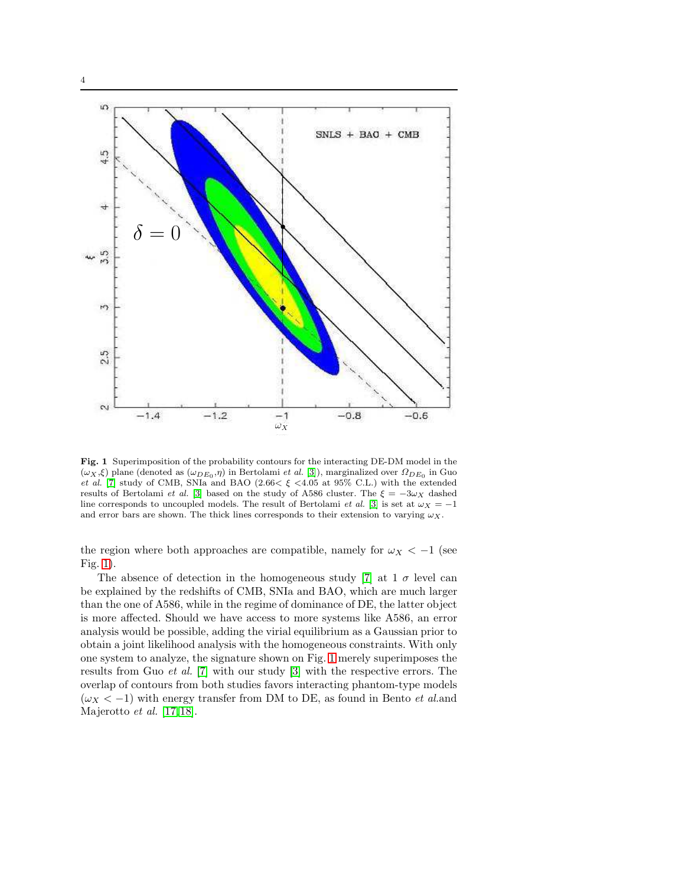Fig. 1 Superimposition of the probability contours for the interacting DE-DM model in the ($\omega_X$,$\xi$) plane (denoted as ($\omega_{DE_0}$,$\eta$) in Bertolami *et al.* [3]), marginalized over $\Omega_{DE_0}$ in Guo *et al.* [7] study of CMB, SNIa and BAO (2.66< $\xi$ <4.05 at 95% C.L.) with the extended results of Bertolami *et al.* [3] based on the study of A586 cluster. The $\xi = -3\omega_X$ dashed line corresponds to uncoupled models. The result of Bertolami *et al.* [3] is set at $\omega_X = -1$ and error bars are shown. The thick lines corresponds to their extension to varying $\omega_X$.

the region where both approaches are compatible, namely for $\omega_X < -1$ (see Fig. 1).

The absence of detection in the homogeneous study [7] at 1 $\sigma$ level can be explained by the redshifts of CMB, SNIa and BAO, which are much larger than the one of A586, while in the regime of dominance of DE, the latter object is more affected. Should we have access to more systems like A586, an error analysis would be possible, adding the virial equilibrium as a Gaussian prior to obtain a joint likelihood analysis with the homogeneous constraints. With only one system to analyze, the signature shown on Fig. 1 merely superimposes the results from Guo *et al.* [7] with our study [3] with the respective errors. The overlap of contours from both studies favors interacting phantom-type models ($\omega_X < -1$) with energy transfer from DM to DE, as found in Bento *et al.*and Majerotto *et al.* [17,18].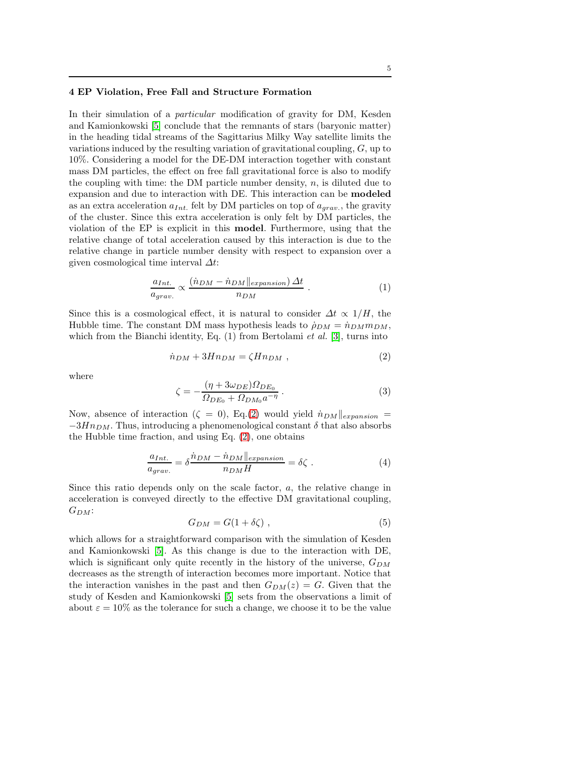## 4 EP Violation, Free Fall and Structure Formation

In their simulation of a *particular* modification of gravity for DM, Kesden and Kamionkowski [5] conclude that the remnants of stars (baryonic matter) in the heading tidal streams of the Sagittarius Milky Way satellite limits the variations induced by the resulting variation of gravitational coupling, $G$, up to 10%. Considering a model for the DE-DM interaction together with constant mass DM particles, the effect on free fall gravitational force is also to modify the coupling with time: the DM particle number density, $n$, is diluted due to expansion and due to interaction with DE. This interaction can be **modeled** as an extra acceleration $a_{Int.}$ felt by DM particles on top of $a_{grav.}$, the gravity of the cluster. Since this extra acceleration is only felt by DM particles, the violation of the EP is explicit in this **model**. Furthermore, using that the relative change of total acceleration caused by this interaction is due to the relative change in particle number density with respect to expansion over a given cosmological time interval $\Delta t$:

$$\frac{a_{Int.}}{a_{grav.}} \propto \frac{\left(\dot{n}_{DM} - \dot{n}_{DM}\|_{expansion}\right)\Delta t}{n_{DM}} \ . \tag{1}$$

Since this is a cosmological effect, it is natural to consider $\Delta t \propto 1/H$, the Hubble time. The constant DM mass hypothesis leads to $\dot{\rho}_{DM} = \dot{n}_{DM} m_{DM}$, which from the Bianchi identity, Eq. (1) from Bertolami *et al.* [3], turns into

$$\dot{n}_{DM} + 3Hn_{DM} = \zeta H n_{DM} \ , \tag{2}$$

where

$$\zeta = -\frac{(\eta + 3\omega_{DE})\Omega_{DE_0}}{\Omega_{DE_0} + \Omega_{DM_0} a^{-\eta}} \ . \tag{3}$$

Now, absence of interaction ($\zeta = 0$), Eq.(2) would yield $\dot{n}_{DM}\|_{expansion} = -3Hn_{DM}$. Thus, introducing a phenomenological constant $\delta$ that also absorbs the Hubble time fraction, and using Eq. (2), one obtains

$$\frac{a_{Int.}}{a_{grav.}} = \delta \frac{\dot{n}_{DM} - \dot{n}_{DM}\|_{expansion}}{n_{DM} H} = \delta\zeta \ . \tag{4}$$

Since this ratio depends only on the scale factor, $a$, the relative change in acceleration is conveyed directly to the effective DM gravitational coupling, $G_{DM}$:

$$G_{DM} = G(1 + \delta\zeta) \ , \tag{5}$$

which allows for a straightforward comparison with the simulation of Kesden and Kamionkowski [5]. As this change is due to the interaction with DE, which is significant only quite recently in the history of the universe, $G_{DM}$ decreases as the strength of interaction becomes more important. Notice that the interaction vanishes in the past and then $G_{DM}(z) = G$. Given that the study of Kesden and Kamionkowski [5] sets from the observations a limit of about $\varepsilon = 10\%$ as the tolerance for such a change, we choose it to be the value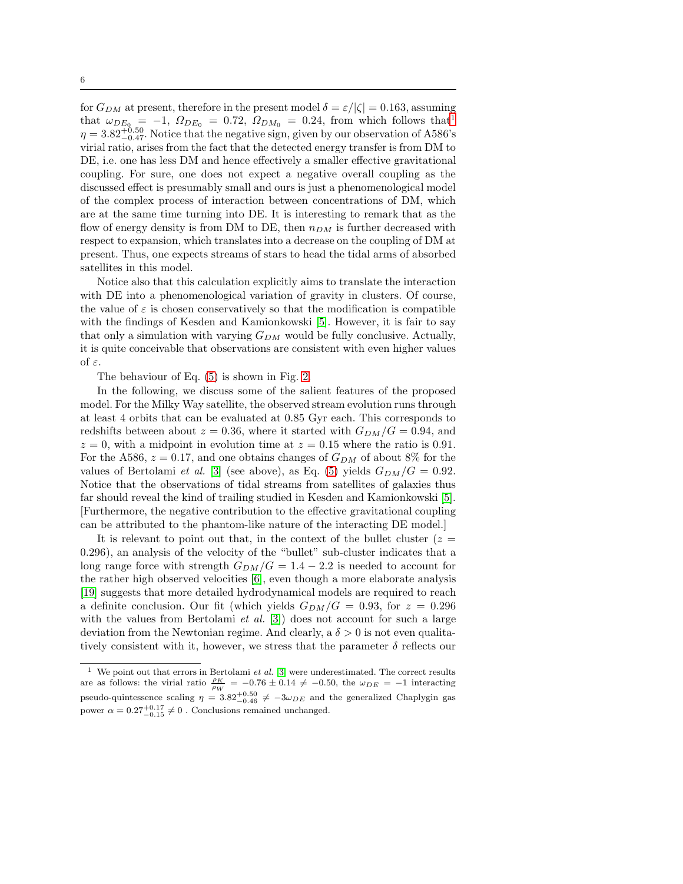for $G_{DM}$ at present, therefore in the present model $\delta = \varepsilon/|\zeta| = 0.163$, assuming that $\omega_{DE_0} = -1$, $\Omega_{DE_0} = 0.72$, $\Omega_{DM_0} = 0.24$, from which follows that[1] $\eta = 3.82^{+0.50}_{-0.47}$. Notice that the negative sign, given by our observation of A586's virial ratio, arises from the fact that the detected energy transfer is from DM to DE, i.e. one has less DM and hence effectively a smaller effective gravitational coupling. For sure, one does not expect a negative overall coupling as the discussed effect is presumably small and ours is just a phenomenological model of the complex process of interaction between concentrations of DM, which are at the same time turning into DE. It is interesting to remark that as the flow of energy density is from DM to DE, then $n_{DM}$ is further decreased with respect to expansion, which translates into a decrease on the coupling of DM at present. Thus, one expects streams of stars to head the tidal arms of absorbed satellites in this model.

Notice also that this calculation explicitly aims to translate the interaction with DE into a phenomenological variation of gravity in clusters. Of course, the value of $\varepsilon$ is chosen conservatively so that the modification is compatible with the findings of Kesden and Kamionkowski [5]. However, it is fair to say that only a simulation with varying $G_{DM}$ would be fully conclusive. Actually, it is quite conceivable that observations are consistent with even higher values of $\varepsilon$.

The behaviour of Eq. (5) is shown in Fig. 2.

In the following, we discuss some of the salient features of the proposed model. For the Milky Way satellite, the observed stream evolution runs through at least 4 orbits that can be evaluated at 0.85 Gyr each. This corresponds to redshifts between about $z = 0.36$, where it started with $G_{DM}/G = 0.94$, and $z = 0$, with a midpoint in evolution time at $z = 0.15$ where the ratio is 0.91. For the A586, $z = 0.17$, and one obtains changes of $G_{DM}$ of about 8% for the values of Bertolami *et al.* [3] (see above), as Eq. (5) yields $G_{DM}/G = 0.92$. Notice that the observations of tidal streams from satellites of galaxies thus far should reveal the kind of trailing studied in Kesden and Kamionkowski [5]. [Furthermore, the negative contribution to the effective gravitational coupling can be attributed to the phantom-like nature of the interacting DE model.]

It is relevant to point out that, in the context of the bullet cluster ($z = 0.296$), an analysis of the velocity of the "bullet" sub-cluster indicates that a long range force with strength $G_{DM}/G = 1.4 - 2.2$ is needed to account for the rather high observed velocities [6], even though a more elaborate analysis [19] suggests that more detailed hydrodynamical models are required to reach a definite conclusion. Our fit (which yields $G_{DM}/G = 0.93$, for $z = 0.296$ with the values from Bertolami *et al.* [3]) does not account for such a large deviation from the Newtonian regime. And clearly, a $\delta > 0$ is not even qualitatively consistent with it, however, we stress that the parameter $\delta$ reflects our

---

[1] We point out that errors in Bertolami *et al.* [3] were underestimated. The correct results are as follows: the virial ratio $\frac{\rho_K}{\rho_W} = -0.76 \pm 0.14 \neq -0.50$, the $\omega_{DE} = -1$ interacting pseudo-quintessence scaling $\eta = 3.82^{+0.50}_{-0.46} \neq -3\omega_{DE}$ and the generalized Chaplygin gas power $\alpha = 0.27^{+0.17}_{-0.15} \neq 0$ . Conclusions remained unchanged.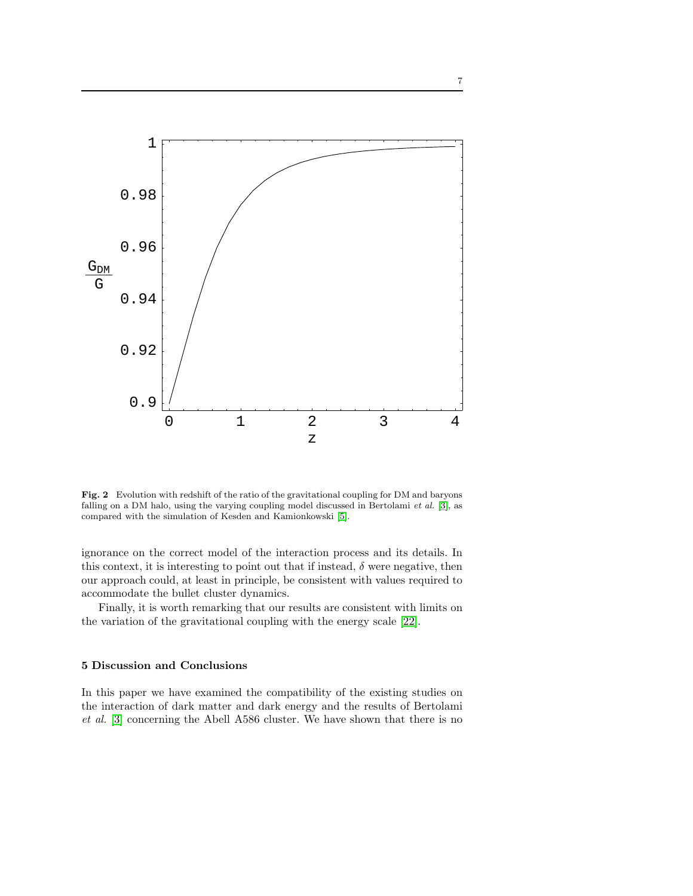**Fig. 2** Evolution with redshift of the ratio of the gravitational coupling for DM and baryons falling on a DM halo, using the varying coupling model discussed in Bertolami *et al.* [3], as compared with the simulation of Kesden and Kamionkowski [5].

ignorance on the correct model of the interaction process and its details. In this context, it is interesting to point out that if instead, $\delta$ were negative, then our approach could, at least in principle, be consistent with values required to accommodate the bullet cluster dynamics.

Finally, it is worth remarking that our results are consistent with limits on the variation of the gravitational coupling with the energy scale [22].

## 5 Discussion and Conclusions

In this paper we have examined the compatibility of the existing studies on the interaction of dark matter and dark energy and the results of Bertolami *et al.* [3] concerning the Abell A586 cluster. We have shown that there is no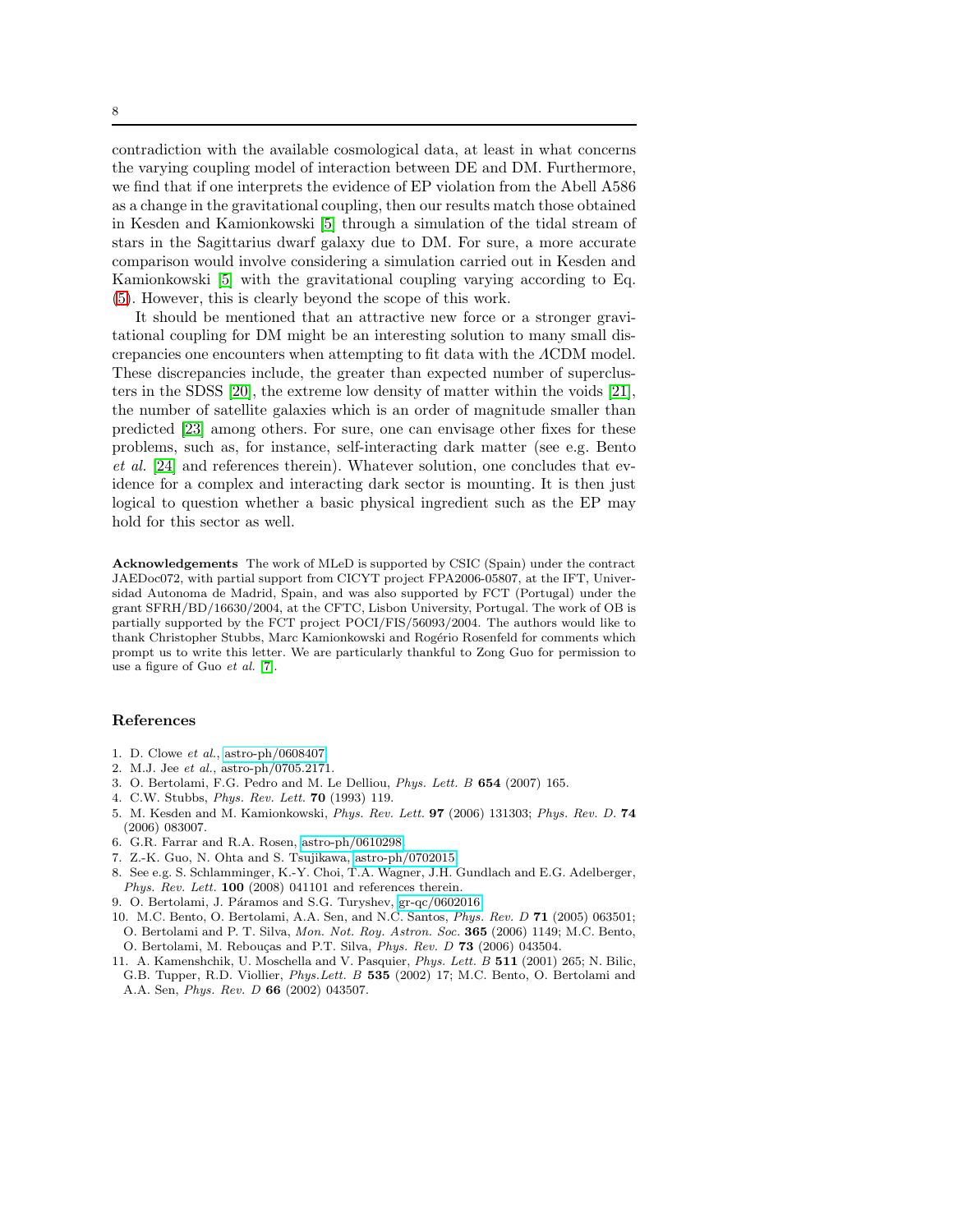contradiction with the available cosmological data, at least in what concerns the varying coupling model of interaction between DE and DM. Furthermore, we find that if one interprets the evidence of EP violation from the Abell A586 as a change in the gravitational coupling, then our results match those obtained in Kesden and Kamionkowski [5] through a simulation of the tidal stream of stars in the Sagittarius dwarf galaxy due to DM. For sure, a more accurate comparison would involve considering a simulation carried out in Kesden and Kamionkowski [5] with the gravitational coupling varying according to Eq. (5). However, this is clearly beyond the scope of this work.

It should be mentioned that an attractive new force or a stronger gravitational coupling for DM might be an interesting solution to many small discrepancies one encounters when attempting to fit data with the $\Lambda$CDM model. These discrepancies include, the greater than expected number of superclusters in the SDSS [20], the extreme low density of matter within the voids [21], the number of satellite galaxies which is an order of magnitude smaller than predicted [23] among others. For sure, one can envisage other fixes for these problems, such as, for instance, self-interacting dark matter (see e.g. Bento *et al.* [24] and references therein). Whatever solution, one concludes that evidence for a complex and interacting dark sector is mounting. It is then just logical to question whether a basic physical ingredient such as the EP may hold for this sector as well.

**Acknowledgements** The work of MLeD is supported by CSIC (Spain) under the contract JAEDoc072, with partial support from CICYT project FPA2006-05807, at the IFT, Universidad Autonoma de Madrid, Spain, and was also supported by FCT (Portugal) under the grant SFRH/BD/16630/2004, at the CFTC, Lisbon University, Portugal. The work of OB is partially supported by the FCT project POCI/FIS/56093/2004. The authors would like to thank Christopher Stubbs, Marc Kamionkowski and Rogério Rosenfeld for comments which prompt us to write this letter. We are particularly thankful to Zong Guo for permission to use a figure of Guo *et al.* [7].

## References

1. D. Clowe *et al.*, astro-ph/0608407.
2. M.J. Jee *et al.*, astro-ph/0705.2171.
3. O. Bertolami, F.G. Pedro and M. Le Delliou, *Phys. Lett. B* **654** (2007) 165.
4. C.W. Stubbs, *Phys. Rev. Lett.* **70** (1993) 119.
5. M. Kesden and M. Kamionkowski, *Phys. Rev. Lett.* **97** (2006) 131303; *Phys. Rev. D.* **74** (2006) 083007.
6. G.R. Farrar and R.A. Rosen, astro-ph/0610298.
7. Z.-K. Guo, N. Ohta and S. Tsujikawa, astro-ph/0702015.
8. See e.g. S. Schlamminger, K.-Y. Choi, T.A. Wagner, J.H. Gundlach and E.G. Adelberger, *Phys. Rev. Lett.* **100** (2008) 041101 and references therein.
9. O. Bertolami, J. Páramos and S.G. Turyshev, gr-qc/0602016.
10. M.C. Bento, O. Bertolami, A.A. Sen, and N.C. Santos, *Phys. Rev. D* **71** (2005) 063501; O. Bertolami and P. T. Silva, *Mon. Not. Roy. Astron. Soc.* **365** (2006) 1149; M.C. Bento, O. Bertolami, M. Rebouças and P.T. Silva, *Phys. Rev. D* **73** (2006) 043504.
11. A. Kamenshchik, U. Moschella and V. Pasquier, *Phys. Lett. B* **511** (2001) 265; N. Bilic, G.B. Tupper, R.D. Viollier, *Phys.Lett. B* **535** (2002) 17; M.C. Bento, O. Bertolami and A.A. Sen, *Phys. Rev. D* **66** (2002) 043507.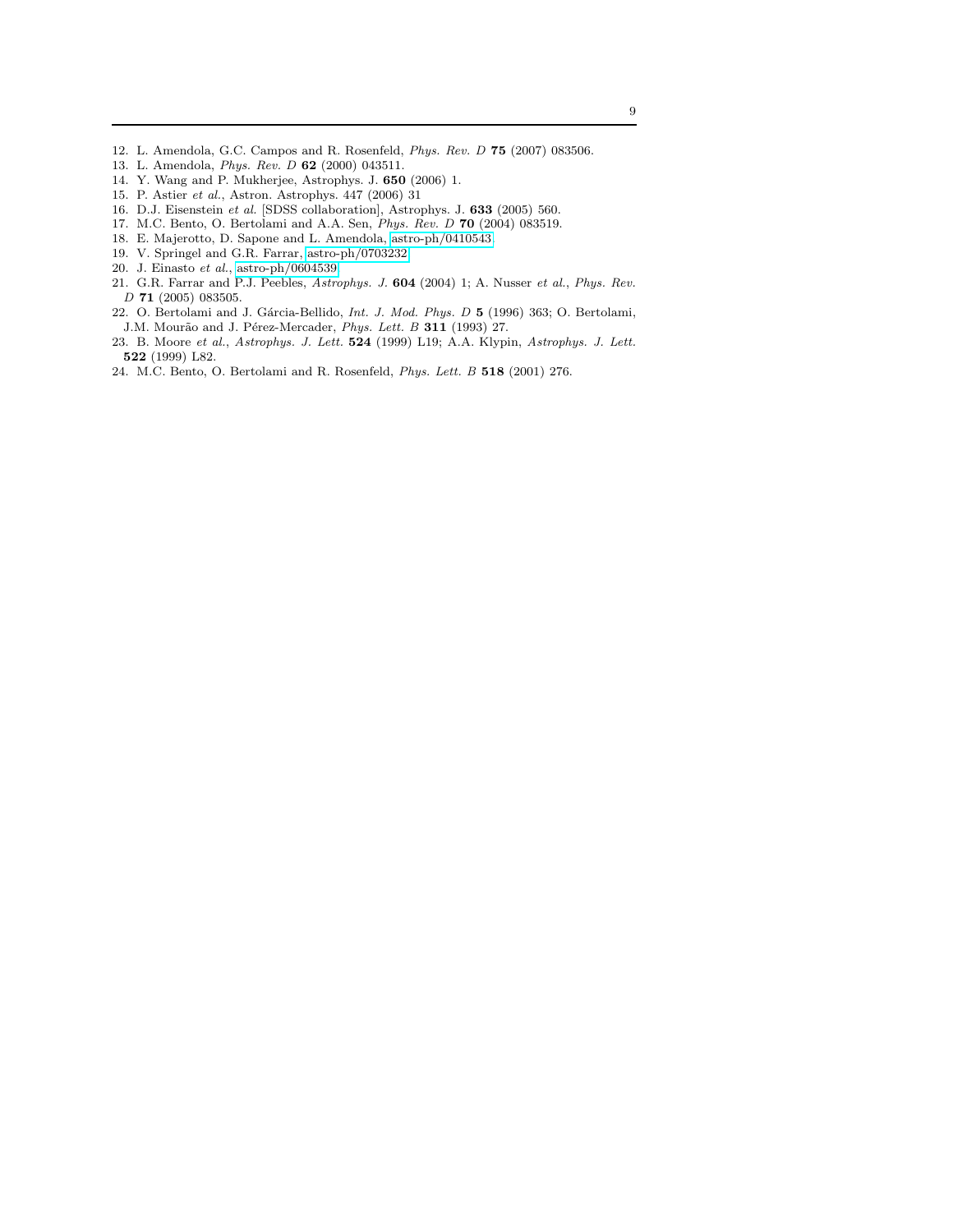12. L. Amendola, G.C. Campos and R. Rosenfeld, *Phys. Rev. D* **75** (2007) 083506.
13. L. Amendola, *Phys. Rev. D* **62** (2000) 043511.
14. Y. Wang and P. Mukherjee, Astrophys. J. **650** (2006) 1.
15. P. Astier *et al.*, Astron. Astrophys. 447 (2006) 31
16. D.J. Eisenstein *et al.* [SDSS collaboration], Astrophys. J. **633** (2005) 560.
17. M.C. Bento, O. Bertolami and A.A. Sen, *Phys. Rev. D* **70** (2004) 083519.
18. E. Majerotto, D. Sapone and L. Amendola, astro-ph/0410543.
19. V. Springel and G.R. Farrar, astro-ph/0703232.
20. J. Einasto *et al.*, astro-ph/0604539.
21. G.R. Farrar and P.J. Peebles, *Astrophys. J.* **604** (2004) 1; A. Nusser *et al.*, *Phys. Rev. D* **71** (2005) 083505.
22. O. Bertolami and J. Gárcia-Bellido, *Int. J. Mod. Phys. D* **5** (1996) 363; O. Bertolami, J.M. Mourão and J. Pérez-Mercader, *Phys. Lett. B* **311** (1993) 27.
23. B. Moore *et al.*, *Astrophys. J. Lett.* **524** (1999) L19; A.A. Klypin, *Astrophys. J. Lett.* **522** (1999) L82.
24. M.C. Bento, O. Bertolami and R. Rosenfeld, *Phys. Lett. B* **518** (2001) 276.